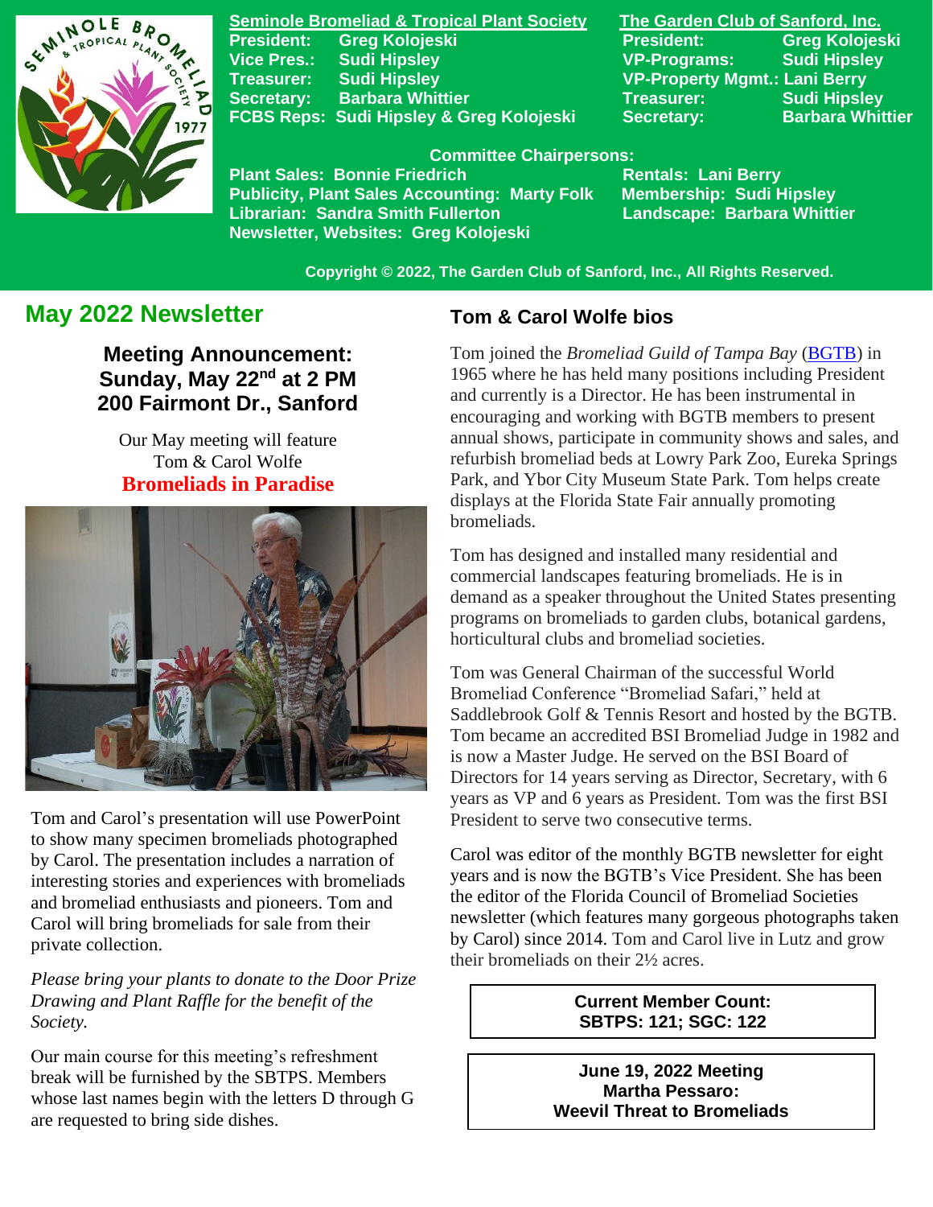**Seminole Bromeliad & Tropical Plant Society**

President: Greg Kolojeski
Vice Pres.: Sudi Hipsley
Treasurer: Sudi Hipsley
Secretary: Barbara Whittier
FCBS Reps: Sudi Hipsley & Greg Kolojeski

**The Garden Club of Sanford, Inc.**

President: Greg Kolojeski
VP-Programs: Sudi Hipsley
VP-Property Mgmt.: Lani Berry
Treasurer: Sudi Hipsley
Secretary: Barbara Whittier

**Committee Chairpersons:**

Plant Sales: Bonnie Friedrich
Publicity, Plant Sales Accounting: Marty Folk
Librarian: Sandra Smith Fullerton
Newsletter, Websites: Greg Kolojeski
Rentals: Lani Berry
Membership: Sudi Hipsley
Landscape: Barbara Whittier

Copyright © 2022, The Garden Club of Sanford, Inc., All Rights Reserved.

# May 2022 Newsletter

## Meeting Announcement: Sunday, May 22nd at 2 PM 200 Fairmont Dr., Sanford

Our May meeting will feature Tom & Carol Wolfe

**Bromeliads in Paradise**

Tom and Carol's presentation will use PowerPoint to show many specimen bromeliads photographed by Carol. The presentation includes a narration of interesting stories and experiences with bromeliads and bromeliad enthusiasts and pioneers. Tom and Carol will bring bromeliads for sale from their private collection.

*Please bring your plants to donate to the Door Prize Drawing and Plant Raffle for the benefit of the Society.*

Our main course for this meeting's refreshment break will be furnished by the SBTPS. Members whose last names begin with the letters D through G are requested to bring side dishes.

## Tom & Carol Wolfe bios

Tom joined the *Bromeliad Guild of Tampa Bay* (BGTB) in 1965 where he has held many positions including President and currently is a Director. He has been instrumental in encouraging and working with BGTB members to present annual shows, participate in community shows and sales, and refurbish bromeliad beds at Lowry Park Zoo, Eureka Springs Park, and Ybor City Museum State Park. Tom helps create displays at the Florida State Fair annually promoting bromeliads.

Tom has designed and installed many residential and commercial landscapes featuring bromeliads. He is in demand as a speaker throughout the United States presenting programs on bromeliads to garden clubs, botanical gardens, horticultural clubs and bromeliad societies.

Tom was General Chairman of the successful World Bromeliad Conference "Bromeliad Safari," held at Saddlebrook Golf & Tennis Resort and hosted by the BGTB. Tom became an accredited BSI Bromeliad Judge in 1982 and is now a Master Judge. He served on the BSI Board of Directors for 14 years serving as Director, Secretary, with 6 years as VP and 6 years as President. Tom was the first BSI President to serve two consecutive terms.

Carol was editor of the monthly BGTB newsletter for eight years and is now the BGTB's Vice President. She has been the editor of the Florida Council of Bromeliad Societies newsletter (which features many gorgeous photographs taken by Carol) since 2014. Tom and Carol live in Lutz and grow their bromeliads on their 2½ acres.

**Current Member Count:**
**SBTPS: 121; SGC: 122**

**June 19, 2022 Meeting**
**Martha Pessaro:**
**Weevil Threat to Bromeliads**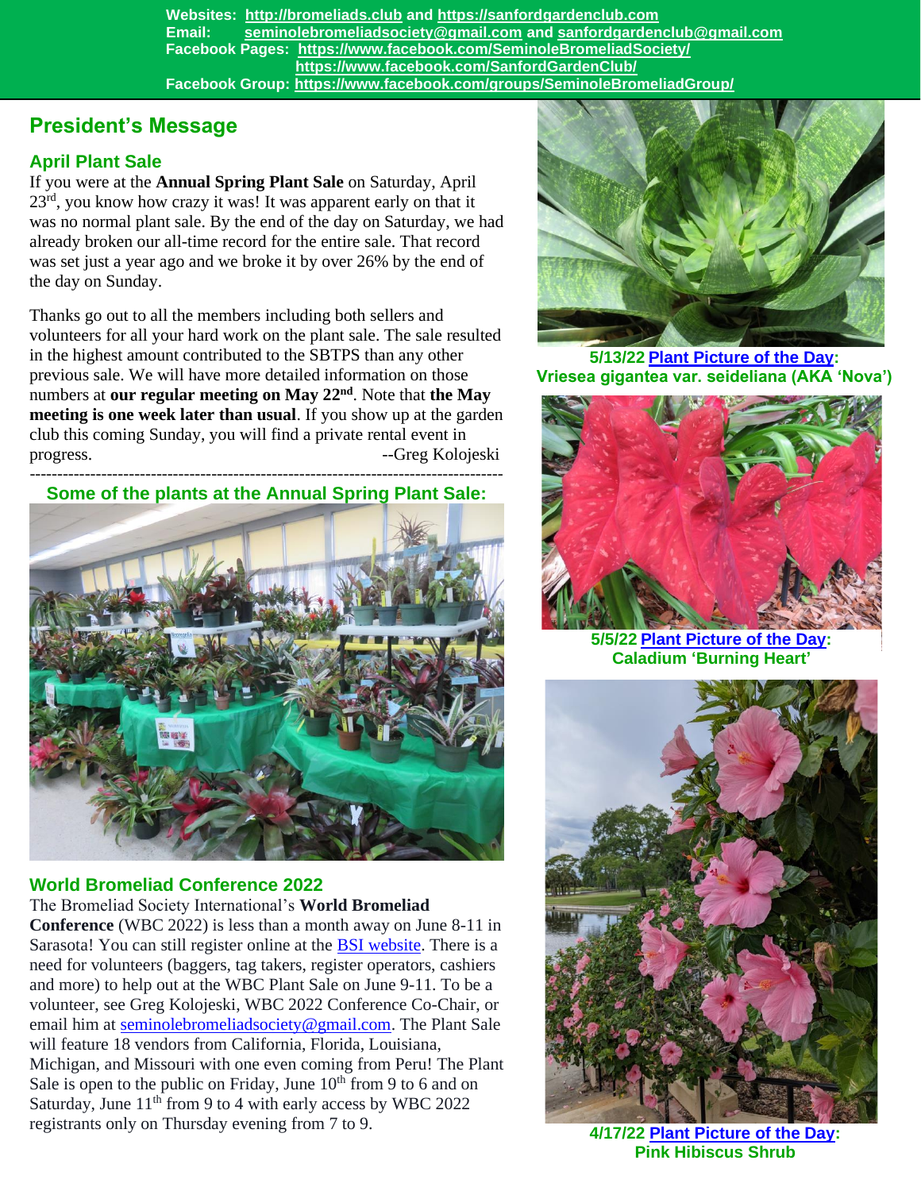**Websites:** http://bromeliads.club and https://sanfordgardenclub.com
**Email:** seminolebromeliadsociety@gmail.com and sanfordgardenclub@gmail.com
**Facebook Pages:** https://www.facebook.com/SeminoleBromeliadSociety/
https://www.facebook.com/SanfordGardenClub/
**Facebook Group:** https://www.facebook.com/groups/SeminoleBromeliadGroup/

## President's Message

### April Plant Sale

If you were at the **Annual Spring Plant Sale** on Saturday, April 23rd, you know how crazy it was! It was apparent early on that it was no normal plant sale. By the end of the day on Saturday, we had already broken our all-time record for the entire sale. That record was set just a year ago and we broke it by over 26% by the end of the day on Sunday.

Thanks go out to all the members including both sellers and volunteers for all your hard work on the plant sale. The sale resulted in the highest amount contributed to the SBTPS than any other previous sale. We will have more detailed information on those numbers at **our regular meeting on May 22nd**. Note that **the May meeting is one week later than usual**. If you show up at the garden club this coming Sunday, you will find a private rental event in progress.

--Greg Kolojeski

---

**Some of the plants at the Annual Spring Plant Sale:**

### World Bromeliad Conference 2022

The Bromeliad Society International's **World Bromeliad Conference** (WBC 2022) is less than a month away on June 8-11 in Sarasota! You can still register online at the BSI website. There is a need for volunteers (baggers, tag takers, register operators, cashiers and more) to help out at the WBC Plant Sale on June 9-11. To be a volunteer, see Greg Kolojeski, WBC 2022 Conference Co-Chair, or email him at seminolebromeliadsociety@gmail.com. The Plant Sale will feature 18 vendors from California, Florida, Louisiana, Michigan, and Missouri with one even coming from Peru! The Plant Sale is open to the public on Friday, June 10th from 9 to 6 and on Saturday, June 11th from 9 to 4 with early access by WBC 2022 registrants only on Thursday evening from 7 to 9.

**5/13/22 Plant Picture of the Day:**
**Vriesea gigantea var. seideliana (AKA 'Nova')**

**5/5/22 Plant Picture of the Day:**
**Caladium 'Burning Heart'**

**4/17/22 Plant Picture of the Day:**
**Pink Hibiscus Shrub**